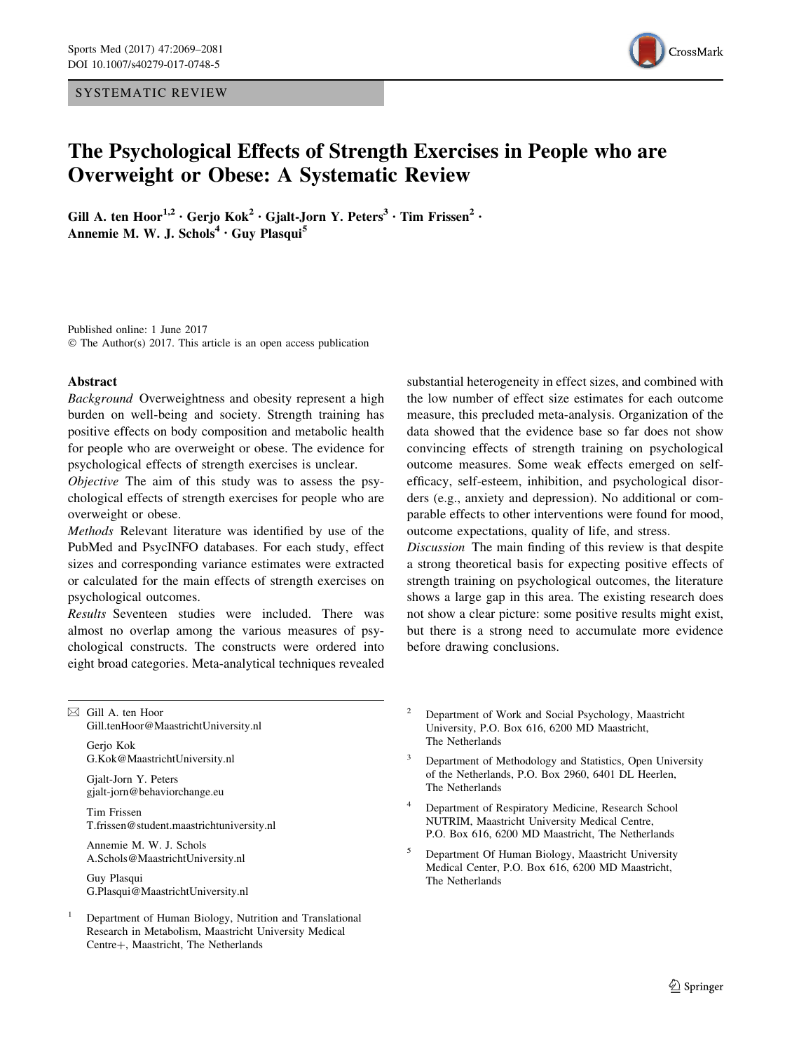SYSTEMATIC REVIEW

# The Psychological Effects of Strength Exercises in People who are Overweight or Obese: A Systematic Review

**Gill A. ten Hoor[1,2] · Gerjo Kok[2] · Gjalt-Jorn Y. Peters[3] · Tim Frissen[2] · Annemie M. W. J. Schols[4] · Guy Plasqui[5]**

Published online: 1 June 2017
© The Author(s) 2017. This article is an open access publication

## Abstract

*Background* Overweightness and obesity represent a high burden on well-being and society. Strength training has positive effects on body composition and metabolic health for people who are overweight or obese. The evidence for psychological effects of strength exercises is unclear.

*Objective* The aim of this study was to assess the psychological effects of strength exercises for people who are overweight or obese.

*Methods* Relevant literature was identified by use of the PubMed and PsycINFO databases. For each study, effect sizes and corresponding variance estimates were extracted or calculated for the main effects of strength exercises on psychological outcomes.

*Results* Seventeen studies were included. There was almost no overlap among the various measures of psychological constructs. The constructs were ordered into eight broad categories. Meta-analytical techniques revealed substantial heterogeneity in effect sizes, and combined with the low number of effect size estimates for each outcome measure, this precluded meta-analysis. Organization of the data showed that the evidence base so far does not show convincing effects of strength training on psychological outcome measures. Some weak effects emerged on self-efficacy, self-esteem, inhibition, and psychological disorders (e.g., anxiety and depression). No additional or comparable effects to other interventions were found for mood, outcome expectations, quality of life, and stress.

*Discussion* The main finding of this review is that despite a strong theoretical basis for expecting positive effects of strength training on psychological outcomes, the literature shows a large gap in this area. The existing research does not show a clear picture: some positive results might exist, but there is a strong need to accumulate more evidence before drawing conclusions.

---

✉ Gill A. ten Hoor
Gill.tenHoor@MaastrichtUniversity.nl

Gerjo Kok
G.Kok@MaastrichtUniversity.nl

Gjalt-Jorn Y. Peters
gjalt-jorn@behaviorchange.eu

Tim Frissen
T.frissen@student.maastrichtuniversity.nl

Annemie M. W. J. Schols
A.Schols@MaastrichtUniversity.nl

Guy Plasqui
G.Plasqui@MaastrichtUniversity.nl

[1] Department of Human Biology, Nutrition and Translational Research in Metabolism, Maastricht University Medical Centre+, Maastricht, The Netherlands

[2] Department of Work and Social Psychology, Maastricht University, P.O. Box 616, 6200 MD Maastricht, The Netherlands

[3] Department of Methodology and Statistics, Open University of the Netherlands, P.O. Box 2960, 6401 DL Heerlen, The Netherlands

[4] Department of Respiratory Medicine, Research School NUTRIM, Maastricht University Medical Centre, P.O. Box 616, 6200 MD Maastricht, The Netherlands

[5] Department Of Human Biology, Maastricht University Medical Center, P.O. Box 616, 6200 MD Maastricht, The Netherlands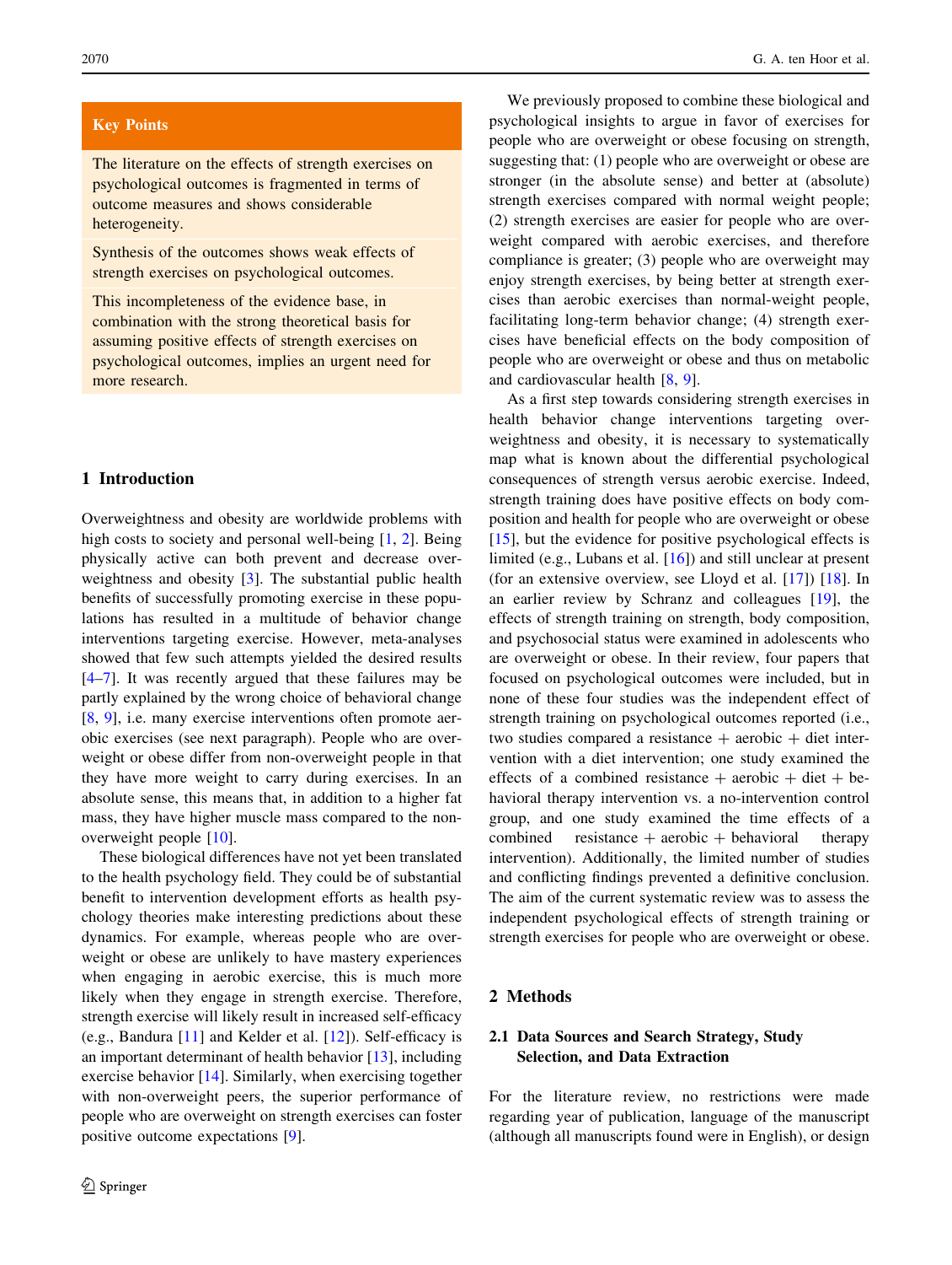**Key Points**

The literature on the effects of strength exercises on psychological outcomes is fragmented in terms of outcome measures and shows considerable heterogeneity.

Synthesis of the outcomes shows weak effects of strength exercises on psychological outcomes.

This incompleteness of the evidence base, in combination with the strong theoretical basis for assuming positive effects of strength exercises on psychological outcomes, implies an urgent need for more research.

## 1 Introduction

Overweightness and obesity are worldwide problems with high costs to society and personal well-being [1, 2]. Being physically active can both prevent and decrease overweightness and obesity [3]. The substantial public health benefits of successfully promoting exercise in these populations has resulted in a multitude of behavior change interventions targeting exercise. However, meta-analyses showed that few such attempts yielded the desired results [4–7]. It was recently argued that these failures may be partly explained by the wrong choice of behavioral change [8, 9], i.e. many exercise interventions often promote aerobic exercises (see next paragraph). People who are overweight or obese differ from non-overweight people in that they have more weight to carry during exercises. In an absolute sense, this means that, in addition to a higher fat mass, they have higher muscle mass compared to the non-overweight people [10].

These biological differences have not yet been translated to the health psychology field. They could be of substantial benefit to intervention development efforts as health psychology theories make interesting predictions about these dynamics. For example, whereas people who are overweight or obese are unlikely to have mastery experiences when engaging in aerobic exercise, this is much more likely when they engage in strength exercise. Therefore, strength exercise will likely result in increased self-efficacy (e.g., Bandura [11] and Kelder et al. [12]). Self-efficacy is an important determinant of health behavior [13], including exercise behavior [14]. Similarly, when exercising together with non-overweight peers, the superior performance of people who are overweight on strength exercises can foster positive outcome expectations [9].

We previously proposed to combine these biological and psychological insights to argue in favor of exercises for people who are overweight or obese focusing on strength, suggesting that: (1) people who are overweight or obese are stronger (in the absolute sense) and better at (absolute) strength exercises compared with normal weight people; (2) strength exercises are easier for people who are overweight compared with aerobic exercises, and therefore compliance is greater; (3) people who are overweight may enjoy strength exercises, by being better at strength exercises than aerobic exercises than normal-weight people, facilitating long-term behavior change; (4) strength exercises have beneficial effects on the body composition of people who are overweight or obese and thus on metabolic and cardiovascular health [8, 9].

As a first step towards considering strength exercises in health behavior change interventions targeting overweightness and obesity, it is necessary to systematically map what is known about the differential psychological consequences of strength versus aerobic exercise. Indeed, strength training does have positive effects on body composition and health for people who are overweight or obese [15], but the evidence for positive psychological effects is limited (e.g., Lubans et al. [16]) and still unclear at present (for an extensive overview, see Lloyd et al. [17]) [18]. In an earlier review by Schranz and colleagues [19], the effects of strength training on strength, body composition, and psychosocial status were examined in adolescents who are overweight or obese. In their review, four papers that focused on psychological outcomes were included, but in none of these four studies was the independent effect of strength training on psychological outcomes reported (i.e., two studies compared a resistance + aerobic + diet intervention with a diet intervention; one study examined the effects of a combined resistance + aerobic + diet + behavioral therapy intervention vs. a no-intervention control group, and one study examined the time effects of a combined resistance + aerobic + behavioral therapy intervention). Additionally, the limited number of studies and conflicting findings prevented a definitive conclusion. The aim of the current systematic review was to assess the independent psychological effects of strength training or strength exercises for people who are overweight or obese.

## 2 Methods

### 2.1 Data Sources and Search Strategy, Study Selection, and Data Extraction

For the literature review, no restrictions were made regarding year of publication, language of the manuscript (although all manuscripts found were in English), or design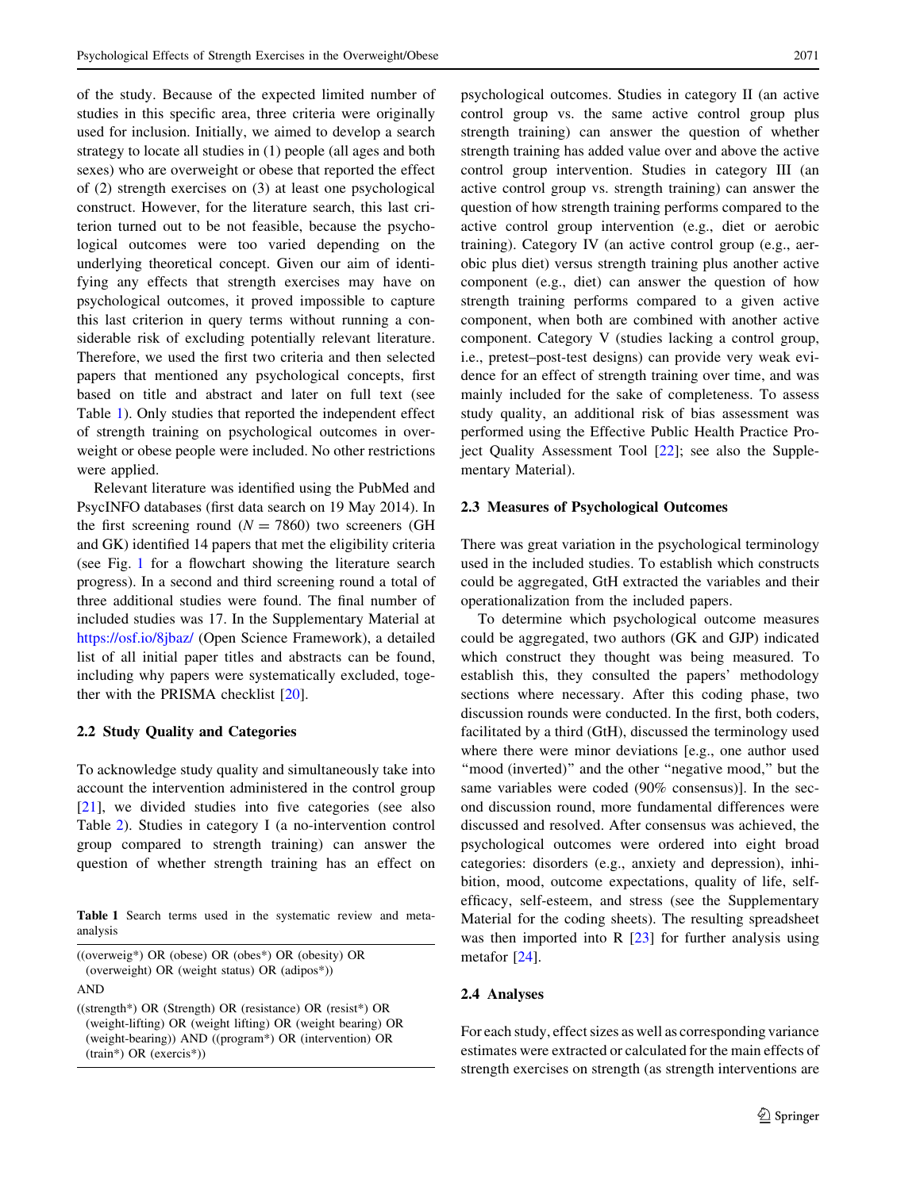of the study. Because of the expected limited number of studies in this specific area, three criteria were originally used for inclusion. Initially, we aimed to develop a search strategy to locate all studies in (1) people (all ages and both sexes) who are overweight or obese that reported the effect of (2) strength exercises on (3) at least one psychological construct. However, for the literature search, this last criterion turned out to be not feasible, because the psychological outcomes were too varied depending on the underlying theoretical concept. Given our aim of identifying any effects that strength exercises may have on psychological outcomes, it proved impossible to capture this last criterion in query terms without running a considerable risk of excluding potentially relevant literature. Therefore, we used the first two criteria and then selected papers that mentioned any psychological concepts, first based on title and abstract and later on full text (see Table 1). Only studies that reported the independent effect of strength training on psychological outcomes in overweight or obese people were included. No other restrictions were applied.

Relevant literature was identified using the PubMed and PsycINFO databases (first data search on 19 May 2014). In the first screening round ($N = 7860$) two screeners (GH and GK) identified 14 papers that met the eligibility criteria (see Fig. 1 for a flowchart showing the literature search progress). In a second and third screening round a total of three additional studies were found. The final number of included studies was 17. In the Supplementary Material at https://osf.io/8jbaz/ (Open Science Framework), a detailed list of all initial paper titles and abstracts can be found, including why papers were systematically excluded, together with the PRISMA checklist [20].

### 2.2 Study Quality and Categories

To acknowledge study quality and simultaneously take into account the intervention administered in the control group [21], we divided studies into five categories (see also Table 2). Studies in category I (a no-intervention control group compared to strength training) can answer the question of whether strength training has an effect on psychological outcomes. Studies in category II (an active control group vs. the same active control group plus strength training) can answer the question of whether strength training has added value over and above the active control group intervention. Studies in category III (an active control group vs. strength training) can answer the question of how strength training performs compared to the active control group intervention (e.g., diet or aerobic training). Category IV (an active control group (e.g., aerobic plus diet) versus strength training plus another active component (e.g., diet) can answer the question of how strength training performs compared to a given active component, when both are combined with another active component. Category V (studies lacking a control group, i.e., pretest–post-test designs) can provide very weak evidence for an effect of strength training over time, and was mainly included for the sake of completeness. To assess study quality, an additional risk of bias assessment was performed using the Effective Public Health Practice Project Quality Assessment Tool [22]; see also the Supplementary Material).

**Table 1** Search terms used in the systematic review and meta-analysis

| |
|---|
| ((overweig*) OR (obese) OR (obes*) OR (obesity) OR (overweight) OR (weight status) OR (adipos*)) |
| AND |
| ((strength*) OR (Strength) OR (resistance) OR (resist*) OR (weight-lifting) OR (weight lifting) OR (weight bearing) OR (weight-bearing)) AND ((program*) OR (intervention) OR (train*) OR (exercis*)) |

### 2.3 Measures of Psychological Outcomes

There was great variation in the psychological terminology used in the included studies. To establish which constructs could be aggregated, GtH extracted the variables and their operationalization from the included papers.

To determine which psychological outcome measures could be aggregated, two authors (GK and GJP) indicated which construct they thought was being measured. To establish this, they consulted the papers' methodology sections where necessary. After this coding phase, two discussion rounds were conducted. In the first, both coders, facilitated by a third (GtH), discussed the terminology used where there were minor deviations [e.g., one author used "mood (inverted)" and the other "negative mood," but the same variables were coded (90% consensus)]. In the second discussion round, more fundamental differences were discussed and resolved. After consensus was achieved, the psychological outcomes were ordered into eight broad categories: disorders (e.g., anxiety and depression), inhibition, mood, outcome expectations, quality of life, self-efficacy, self-esteem, and stress (see the Supplementary Material for the coding sheets). The resulting spreadsheet was then imported into R [23] for further analysis using metafor [24].

### 2.4 Analyses

For each study, effect sizes as well as corresponding variance estimates were extracted or calculated for the main effects of strength exercises on strength (as strength interventions are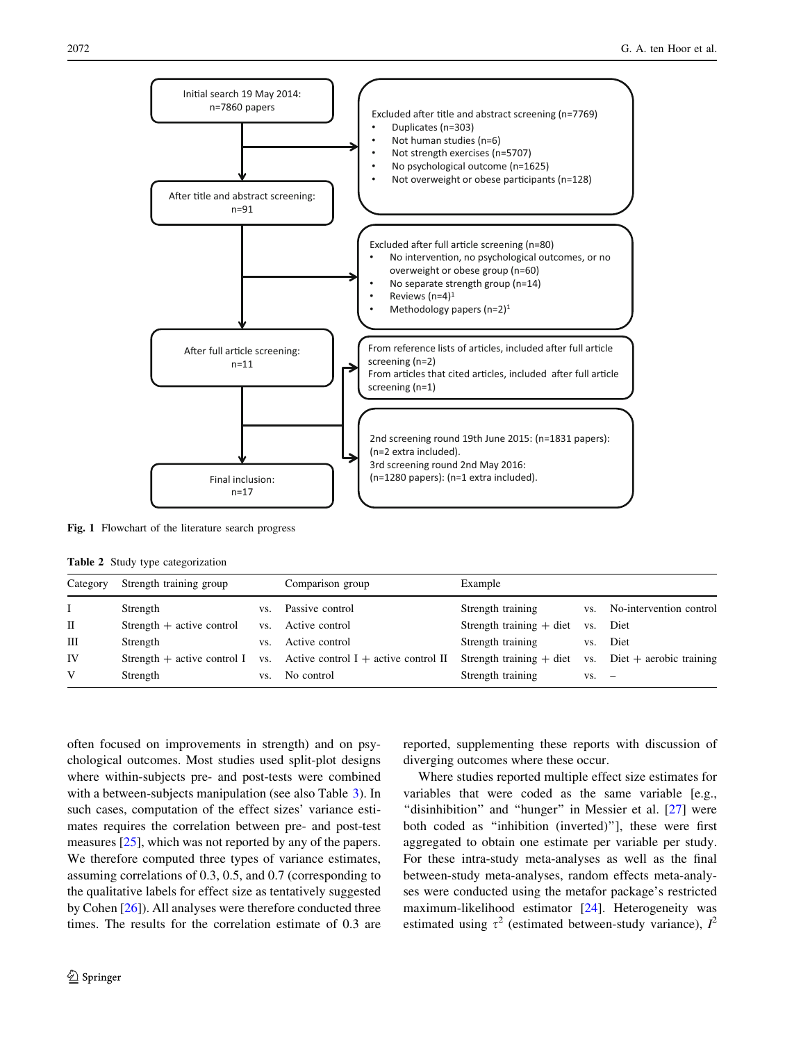Initial search 19 May 2014: n=7860 papers

Excluded after title and abstract screening (n=7769)
- Duplicates (n=303)
- Not human studies (n=6)
- Not strength exercises (n=5707)
- No psychological outcome (n=1625)
- Not overweight or obese participants (n=128)

After title and abstract screening: n=91

Excluded after full article screening (n=80)
- No intervention, no psychological outcomes, or no overweight or obese group (n=60)
- No separate strength group (n=14)
- Reviews (n=4)[1]
- Methodology papers (n=2)[1]

After full article screening: n=11

From reference lists of articles, included after full article screening (n=2)
From articles that cited articles, included after full article screening (n=1)

2nd screening round 19th June 2015: (n=1831 papers): (n=2 extra included).
3rd screening round 2nd May 2016: (n=1280 papers): (n=1 extra included).

Final inclusion: n=17

**Fig. 1** Flowchart of the literature search progress

**Table 2** Study type categorization

| Category | Strength training group | | Comparison group | Example | | |
|---|---|---|---|---|---|---|
| I | Strength | vs. | Passive control | Strength training | vs. | No-intervention control |
| II | Strength + active control | vs. | Active control | Strength training + diet | vs. | Diet |
| III | Strength | vs. | Active control | Strength training | vs. | Diet |
| IV | Strength + active control I | vs. | Active control I + active control II | Strength training + diet | vs. | Diet + aerobic training |
| V | Strength | vs. | No control | Strength training | vs. | – |

often focused on improvements in strength) and on psychological outcomes. Most studies used split-plot designs where within-subjects pre- and post-tests were combined with a between-subjects manipulation (see also Table 3). In such cases, computation of the effect sizes' variance estimates requires the correlation between pre- and post-test measures [25], which was not reported by any of the papers. We therefore computed three types of variance estimates, assuming correlations of 0.3, 0.5, and 0.7 (corresponding to the qualitative labels for effect size as tentatively suggested by Cohen [26]). All analyses were therefore conducted three times. The results for the correlation estimate of 0.3 are reported, supplementing these reports with discussion of diverging outcomes where these occur.

Where studies reported multiple effect size estimates for variables that were coded as the same variable [e.g., "disinhibition" and "hunger" in Messier et al. [27] were both coded as "inhibition (inverted)"], these were first aggregated to obtain one estimate per variable per study. For these intra-study meta-analyses as well as the final between-study meta-analyses, random effects meta-analyses were conducted using the metafor package's restricted maximum-likelihood estimator [24]. Heterogeneity was estimated using $\tau^2$ (estimated between-study variance), $I^2$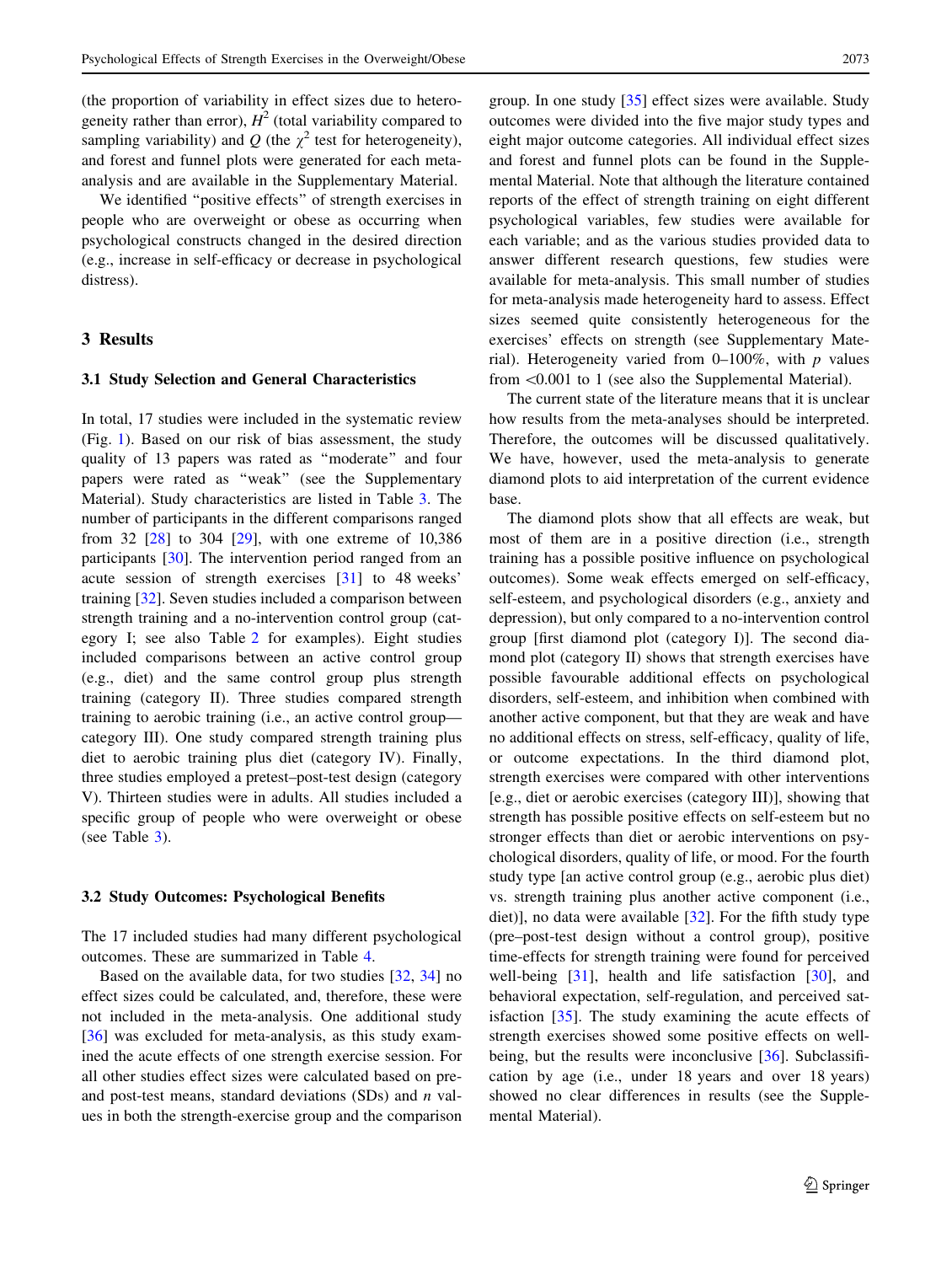(the proportion of variability in effect sizes due to heterogeneity rather than error), $H^2$ (total variability compared to sampling variability) and $Q$ (the $\chi^2$ test for heterogeneity), and forest and funnel plots were generated for each meta-analysis and are available in the Supplementary Material.

We identified "positive effects" of strength exercises in people who are overweight or obese as occurring when psychological constructs changed in the desired direction (e.g., increase in self-efficacy or decrease in psychological distress).

## 3 Results

### 3.1 Study Selection and General Characteristics

In total, 17 studies were included in the systematic review (Fig. 1). Based on our risk of bias assessment, the study quality of 13 papers was rated as "moderate" and four papers were rated as "weak" (see the Supplementary Material). Study characteristics are listed in Table 3. The number of participants in the different comparisons ranged from 32 [28] to 304 [29], with one extreme of 10,386 participants [30]. The intervention period ranged from an acute session of strength exercises [31] to 48 weeks' training [32]. Seven studies included a comparison between strength training and a no-intervention control group (category I; see also Table 2 for examples). Eight studies included comparisons between an active control group (e.g., diet) and the same control group plus strength training (category II). Three studies compared strength training to aerobic training (i.e., an active control group—category III). One study compared strength training plus diet to aerobic training plus diet (category IV). Finally, three studies employed a pretest–post-test design (category V). Thirteen studies were in adults. All studies included a specific group of people who were overweight or obese (see Table 3).

### 3.2 Study Outcomes: Psychological Benefits

The 17 included studies had many different psychological outcomes. These are summarized in Table 4.

Based on the available data, for two studies [32, 34] no effect sizes could be calculated, and, therefore, these were not included in the meta-analysis. One additional study [36] was excluded for meta-analysis, as this study examined the acute effects of one strength exercise session. For all other studies effect sizes were calculated based on pre- and post-test means, standard deviations (SDs) and $n$ values in both the strength-exercise group and the comparison group. In one study [35] effect sizes were available. Study outcomes were divided into the five major study types and eight major outcome categories. All individual effect sizes and forest and funnel plots can be found in the Supplemental Material. Note that although the literature contained reports of the effect of strength training on eight different psychological variables, few studies were available for each variable; and as the various studies provided data to answer different research questions, few studies were available for meta-analysis. This small number of studies for meta-analysis made heterogeneity hard to assess. Effect sizes seemed quite consistently heterogeneous for the exercises' effects on strength (see Supplementary Material). Heterogeneity varied from 0–100%, with $p$ values from <0.001 to 1 (see also the Supplemental Material).

The current state of the literature means that it is unclear how results from the meta-analyses should be interpreted. Therefore, the outcomes will be discussed qualitatively. We have, however, used the meta-analysis to generate diamond plots to aid interpretation of the current evidence base.

The diamond plots show that all effects are weak, but most of them are in a positive direction (i.e., strength training has a possible positive influence on psychological outcomes). Some weak effects emerged on self-efficacy, self-esteem, and psychological disorders (e.g., anxiety and depression), but only compared to a no-intervention control group [first diamond plot (category I)]. The second diamond plot (category II) shows that strength exercises have possible favourable additional effects on psychological disorders, self-esteem, and inhibition when combined with another active component, but that they are weak and have no additional effects on stress, self-efficacy, quality of life, or outcome expectations. In the third diamond plot, strength exercises were compared with other interventions [e.g., diet or aerobic exercises (category III)], showing that strength has possible positive effects on self-esteem but no stronger effects than diet or aerobic interventions on psychological disorders, quality of life, or mood. For the fourth study type [an active control group (e.g., aerobic plus diet) vs. strength training plus another active component (i.e., diet)], no data were available [32]. For the fifth study type (pre–post-test design without a control group), positive time-effects for strength training were found for perceived well-being [31], health and life satisfaction [30], and behavioral expectation, self-regulation, and perceived satisfaction [35]. The study examining the acute effects of strength exercises showed some positive effects on well-being, but the results were inconclusive [36]. Subclassification by age (i.e., under 18 years and over 18 years) showed no clear differences in results (see the Supplemental Material).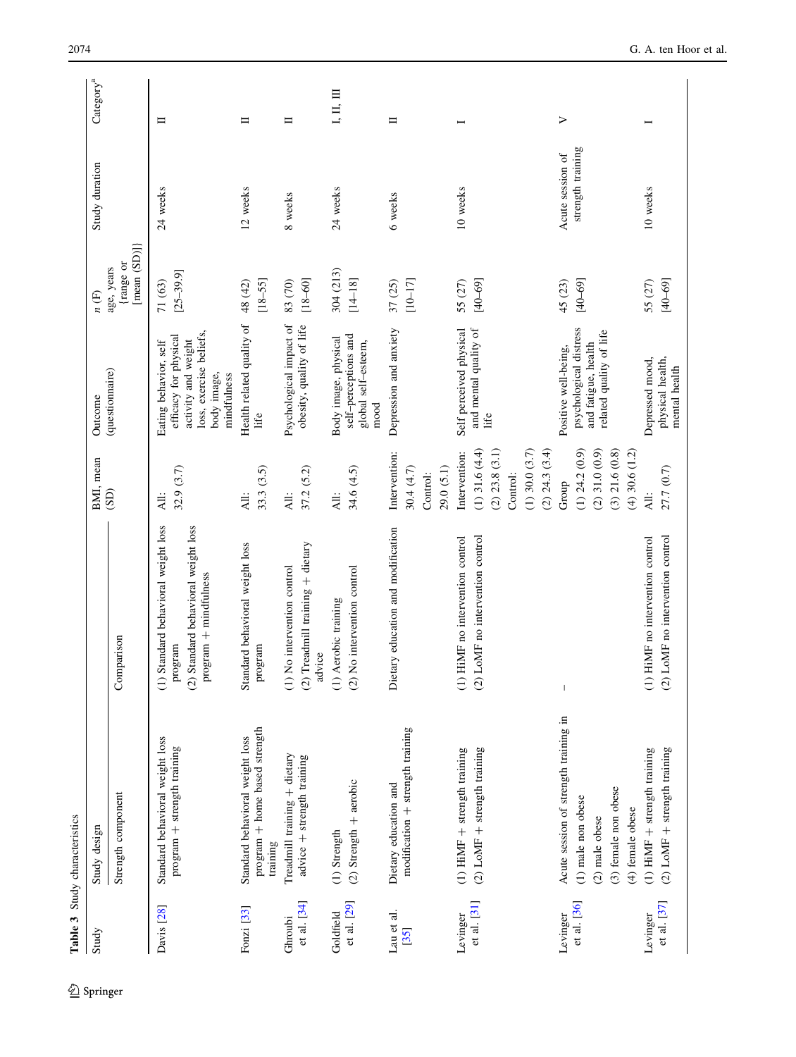**Table 3** Study characteristics

| Study | Study design | | BMI, mean (SD) | Outcome (questionnaire) | n (F) age, years {range or [mean (SD)]} | Study duration | Category[a] |
|---|---|---|---|---|---|---|---|
| | Strength component | Comparison | | | | | |
| Davis [28] | Standard behavioral weight loss program + strength training | (1) Standard behavioral weight loss program<br>(2) Standard behavioral weight loss program + mindfulness | All:<br>32.9 (3.7) | Eating behavior, self efficacy for physical activity and weight loss, exercise beliefs, body image, mindfulness | 71 (63)<br>[25–39.9] | 24 weeks | II |
| Fonzi [33] | Standard behavioral weight loss program + home based strength training | Standard behavioral weight loss program | All:<br>33.3 (3.5) | Health related quality of life | 48 (42)<br>[18–55] | 12 weeks | II |
| Ghroubi et al. [34] | Treadmill training + dietary advice + strength training | (1) No intervention control<br>(2) Treadmill training + dietary advice | All:<br>37.2 (5.2) | Psychological impact of obesity, quality of life | 83 (70)<br>[18–60] | 8 weeks | II |
| Goldfield et al. [29] | (1) Strength<br>(2) Strength + aerobic | (1) Aerobic training<br>(2) No intervention control | All:<br>34.6 (4.5) | Body image, physical self–perceptions and global self–esteem, mood | 304 (213)<br>[14–18] | 24 weeks | I, II, III |
| Lau et al. [35] | Dietary education and modification + strength training | Dietary education and modification | Intervention:<br>30.4 (4.7)<br>Control:<br>29.0 (5.1) | Depression and anxiety | 37 (25)<br>[10–17] | 6 weeks | II |
| Levinger et al. [31] | (1) HiMF + strength training<br>(2) LoMF + strength training | (1) HiMF no intervention control<br>(2) LoMF no intervention control | Intervention:<br>(1) 31.6 (4.4)<br>(2) 23.8 (3.1)<br>Control:<br>(1) 30.0 (3.7)<br>(2) 24.3 (3.4) | Self perceived physical and mental quality of life | 55 (27)<br>[40–69] | 10 weeks | I |
| Levinger et al. [36] | Acute session of strength training in<br>(1) male non obese<br>(2) male obese<br>(3) female non obese<br>(4) female obese | – | Group<br>(1) 24.2 (0.9)<br>(2) 31.0 (0.9)<br>(3) 21.6 (0.8)<br>(4) 30.6 (1.2) | Positive well-being, psychological distress and fatigue, health related quality of life | 45 (23)<br>[40–69] | Acute session of strength training | V |
| Levinger et al. [37] | (1) HiMF + strength training<br>(2) LoMF + strength training | (1) HiMF no intervention control<br>(2) LoMF no intervention control | All:<br>27.7 (0.7) | Depressed mood, physical health, mental health | 55 (27)<br>[40–69] | 10 weeks | I |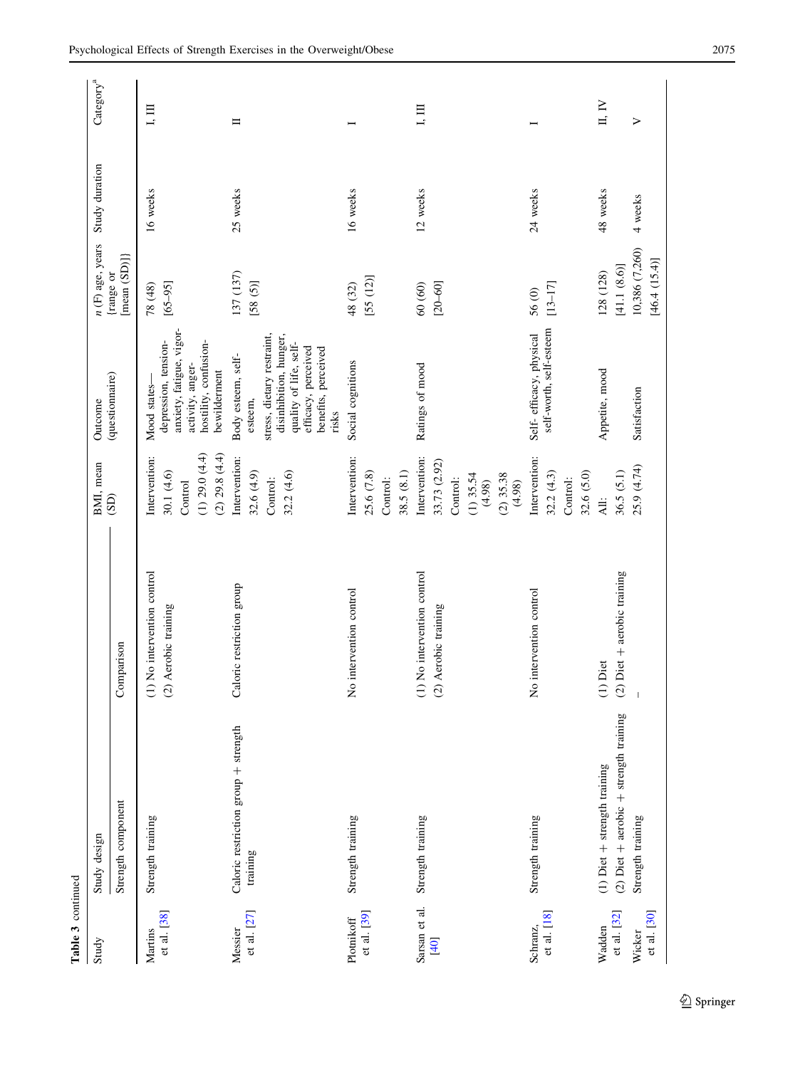**Table 3** continued

| Study | Study design | | BMI, mean (SD) | Outcome (questionnaire) | *n* (F) age, years [range or [mean (SD)]] | Study duration | Category[a] |
|---|---|---|---|---|---|---|---|
| | Strength component | Comparison | | | | | |
| Martins et al. [38] | Strength training | (1) No intervention control<br>(2) Aerobic training | Intervention: 30.1 (4.6)<br>Control<br>(1) 29.0 (4.4)<br>(2) 29.8 (4.4) | Mood states—depression, tension-anxiety, fatigue, vigor-activity, anger-hostility, confusion-bewilderment | 78 (48)<br>[65–95] | 16 weeks | I, III |
| Messier et al. [27] | Caloric restriction group + strength training | Caloric restriction group | Intervention: 32.6 (4.9)<br>Control: 32.2 (4.6) | Body esteem, self-esteem, stress, dietary restraint, disinhibition, hunger, quality of life, self-efficacy, perceived benefits, perceived risks | 137 (137)<br>[58 (5)] | 25 weeks | II |
| Plotnikoff et al. [39] | Strength training | No intervention control | Intervention: 25.6 (7.8)<br>Control: 38.5 (8.1) | Social cognitions | 48 (32)<br>[55 (12)] | 16 weeks | I |
| Sarsan et al. [40] | Strength training | (1) No intervention control<br>(2) Aerobic training | Intervention: 33.73 (2.92)<br>Control:<br>(1) 35.54 (4.98)<br>(2) 35.38 (4.98) | Ratings of mood | 60 (60)<br>[20–60] | 12 weeks | I, III |
| Schranz, et al. [18] | Strength training | No intervention control | Intervention: 32.2 (4.3)<br>Control: 32.6 (5.0) | Self- efficacy, physical self-worth, self-esteem | 56 (0)<br>[13–17] | 24 weeks | I |
| Wadden et al. [32] | (1) Diet + strength training<br>(2) Diet + aerobic + strength training | (1) Diet<br>(2) Diet + aerobic training | All: 36.5 (5.1) | Appetite, mood | 128 (128)<br>[41.1 (8.6)] | 48 weeks | II, IV |
| Wicker et al. [30] | Strength training | – | 25.9 (4.74) | Satisfaction | 10,386 (7,260)<br>[46.4 (15.4)] | 4 weeks | V |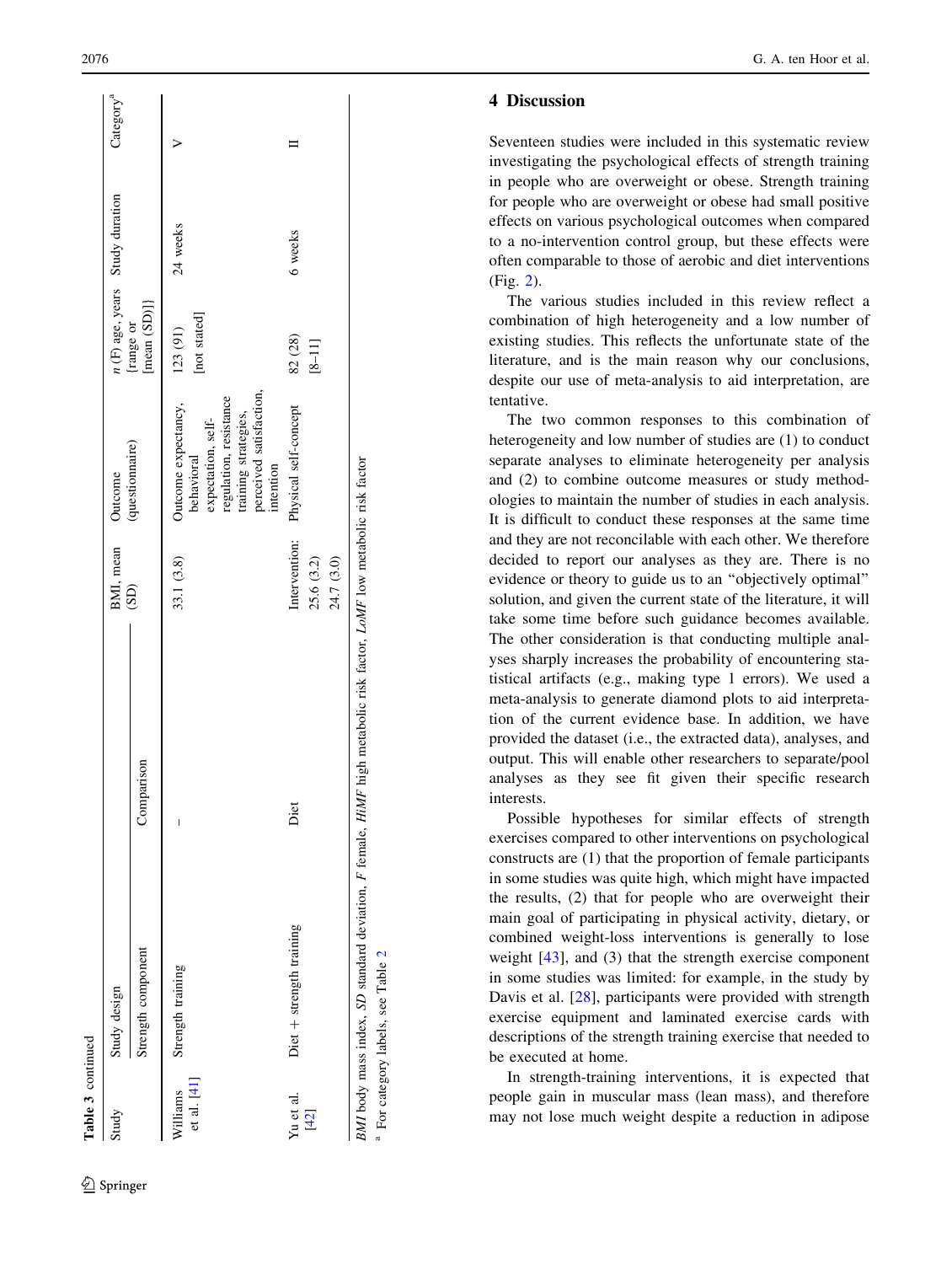**Table 3** continued

| Study | Study design | | BMI, mean (SD) | Outcome (questionnaire) | n (F) age, years [range or [mean (SD)]] | Study duration | Category[a] |
|---|---|---|---|---|---|---|---|
| | Strength component | Comparison | | | | | |
| Williams et al. [41] | Strength training | – | 33.1 (3.8) | Outcome expectancy, behavioral expectation, self-regulation, resistance training strategies, perceived satisfaction, intention | 123 (91) [not stated] | 24 weeks | V |
| Yu et al. [42] | Diet + strength training | Diet | Intervention: 25.6 (3.2) 24.7 (3.0) | Physical self-concept | 82 (28) [8–11] | 6 weeks | II |

*BMI* body mass index, *SD* standard deviation, *F* female, *HiMF* high metabolic risk factor, *LoMF* low metabolic risk factor

[a] For category labels, see Table 2

## 4 Discussion

Seventeen studies were included in this systematic review investigating the psychological effects of strength training in people who are overweight or obese. Strength training for people who are overweight or obese had small positive effects on various psychological outcomes when compared to a no-intervention control group, but these effects were often comparable to those of aerobic and diet interventions (Fig. 2).

The various studies included in this review reflect a combination of high heterogeneity and a low number of existing studies. This reflects the unfortunate state of the literature, and is the main reason why our conclusions, despite our use of meta-analysis to aid interpretation, are tentative.

The two common responses to this combination of heterogeneity and low number of studies are (1) to conduct separate analyses to eliminate heterogeneity per analysis and (2) to combine outcome measures or study methodologies to maintain the number of studies in each analysis. It is difficult to conduct these responses at the same time and they are not reconcilable with each other. We therefore decided to report our analyses as they are. There is no evidence or theory to guide us to an "objectively optimal" solution, and given the current state of the literature, it will take some time before such guidance becomes available. The other consideration is that conducting multiple analyses sharply increases the probability of encountering statistical artifacts (e.g., making type 1 errors). We used a meta-analysis to generate diamond plots to aid interpretation of the current evidence base. In addition, we have provided the dataset (i.e., the extracted data), analyses, and output. This will enable other researchers to separate/pool analyses as they see fit given their specific research interests.

Possible hypotheses for similar effects of strength exercises compared to other interventions on psychological constructs are (1) that the proportion of female participants in some studies was quite high, which might have impacted the results, (2) that for people who are overweight their main goal of participating in physical activity, dietary, or combined weight-loss interventions is generally to lose weight [43], and (3) that the strength exercise component in some studies was limited: for example, in the study by Davis et al. [28], participants were provided with strength exercise equipment and laminated exercise cards with descriptions of the strength training exercise that needed to be executed at home.

In strength-training interventions, it is expected that people gain in muscular mass (lean mass), and therefore may not lose much weight despite a reduction in adipose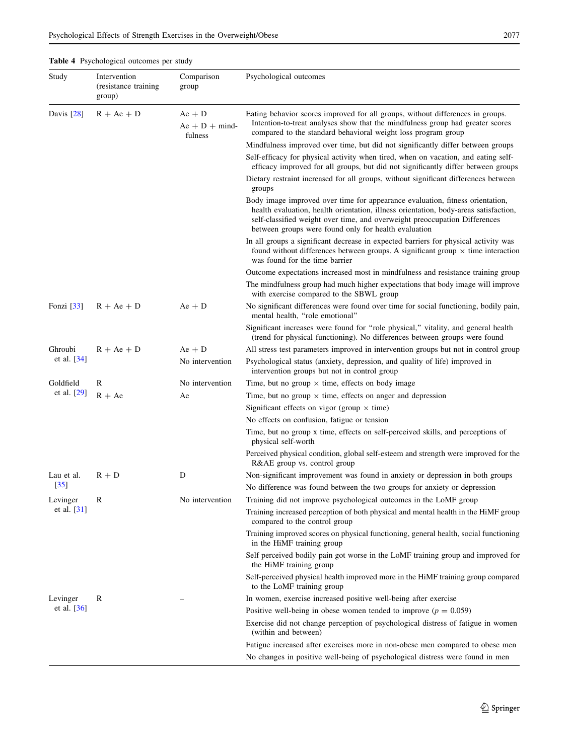**Table 4** Psychological outcomes per study

| Study | Intervention (resistance training group) | Comparison group | Psychological outcomes |
| --- | --- | --- | --- |
| Davis [28] | R + Ae + D | Ae + D | Eating behavior scores improved for all groups, without differences in groups. Intention-to-treat analyses show that the mindfulness group had greater scores compared to the standard behavioral weight loss program group |
| | | Ae + D + mindfulness | Mindfulness improved over time, but did not significantly differ between groups |
| | | | Self-efficacy for physical activity when tired, when on vacation, and eating self-efficacy improved for all groups, but did not significantly differ between groups |
| | | | Dietary restraint increased for all groups, without significant differences between groups |
| | | | Body image improved over time for appearance evaluation, fitness orientation, health evaluation, health orientation, illness orientation, body-areas satisfaction, self-classified weight over time, and overweight preoccupation Differences between groups were found only for health evaluation |
| | | | In all groups a significant decrease in expected barriers for physical activity was found without differences between groups. A significant group × time interaction was found for the time barrier |
| | | | Outcome expectations increased most in mindfulness and resistance training group |
| | | | The mindfulness group had much higher expectations that body image will improve with exercise compared to the SBWL group |
| Fonzi [33] | R + Ae + D | Ae + D | No significant differences were found over time for social functioning, bodily pain, mental health, "role emotional" |
| | | | Significant increases were found for "role physical," vitality, and general health (trend for physical functioning). No differences between groups were found |
| Ghroubi et al. [34] | R + Ae + D | Ae + D | All stress test parameters improved in intervention groups but not in control group |
| | | No intervention | Psychological status (anxiety, depression, and quality of life) improved in intervention groups but not in control group |
| Goldfield et al. [29] | R | No intervention | Time, but no group × time, effects on body image |
| | R + Ae | Ae | Time, but no group × time, effects on anger and depression |
| | | | Significant effects on vigor (group × time) |
| | | | No effects on confusion, fatigue or tension |
| | | | Time, but no group x time, effects on self-perceived skills, and perceptions of physical self-worth |
| | | | Perceived physical condition, global self-esteem and strength were improved for the R&AE group vs. control group |
| Lau et al. [35] | R + D | D | Non-significant improvement was found in anxiety or depression in both groups |
| | | | No difference was found between the two groups for anxiety or depression |
| Levinger et al. [31] | R | No intervention | Training did not improve psychological outcomes in the LoMF group |
| | | | Training increased perception of both physical and mental health in the HiMF group compared to the control group |
| | | | Training improved scores on physical functioning, general health, social functioning in the HiMF training group |
| | | | Self perceived bodily pain got worse in the LoMF training group and improved for the HiMF training group |
| | | | Self-perceived physical health improved more in the HiMF training group compared to the LoMF training group |
| Levinger et al. [36] | R | – | In women, exercise increased positive well-being after exercise |
| | | | Positive well-being in obese women tended to improve ($p = 0.059$) |
| | | | Exercise did not change perception of psychological distress of fatigue in women (within and between) |
| | | | Fatigue increased after exercises more in non-obese men compared to obese men |
| | | | No changes in positive well-being of psychological distress were found in men |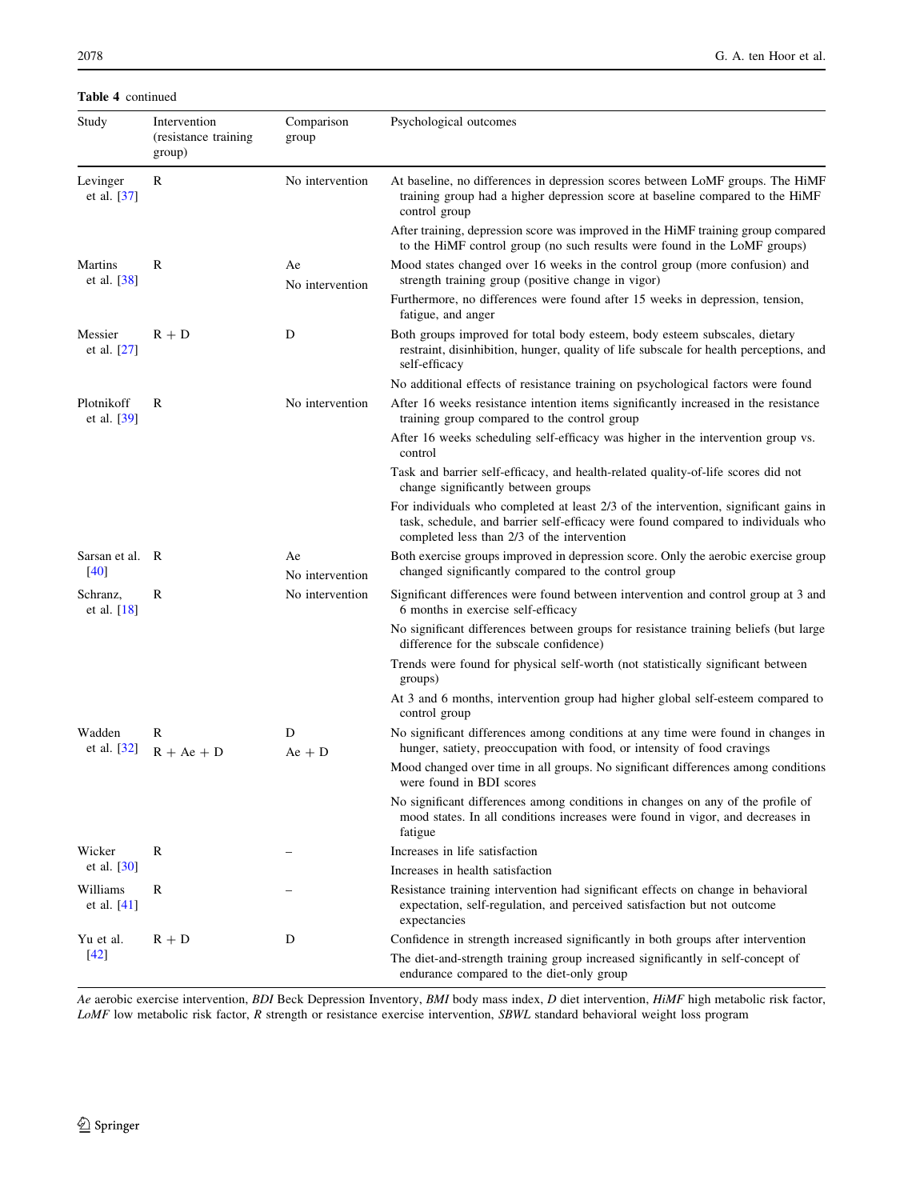**Table 4** continued

| Study | Intervention (resistance training group) | Comparison group | Psychological outcomes |
|---|---|---|---|
| Levinger et al. [37] | R | No intervention | At baseline, no differences in depression scores between LoMF groups. The HiMF training group had a higher depression score at baseline compared to the HiMF control group |
| | | | After training, depression score was improved in the HiMF training group compared to the HiMF control group (no such results were found in the LoMF groups) |
| Martins et al. [38] | R | Ae<br>No intervention | Mood states changed over 16 weeks in the control group (more confusion) and strength training group (positive change in vigor) |
| | | | Furthermore, no differences were found after 15 weeks in depression, tension, fatigue, and anger |
| Messier et al. [27] | R + D | D | Both groups improved for total body esteem, body esteem subscales, dietary restraint, disinhibition, hunger, quality of life subscale for health perceptions, and self-efficacy |
| | | | No additional effects of resistance training on psychological factors were found |
| Plotnikoff et al. [39] | R | No intervention | After 16 weeks resistance intention items significantly increased in the resistance training group compared to the control group |
| | | | After 16 weeks scheduling self-efficacy was higher in the intervention group vs. control |
| | | | Task and barrier self-efficacy, and health-related quality-of-life scores did not change significantly between groups |
| | | | For individuals who completed at least 2/3 of the intervention, significant gains in task, schedule, and barrier self-efficacy were found compared to individuals who completed less than 2/3 of the intervention |
| Sarsan et al. [40] | R | Ae<br>No intervention | Both exercise groups improved in depression score. Only the aerobic exercise group changed significantly compared to the control group |
| Schranz, et al. [18] | R | No intervention | Significant differences were found between intervention and control group at 3 and 6 months in exercise self-efficacy |
| | | | No significant differences between groups for resistance training beliefs (but large difference for the subscale confidence) |
| | | | Trends were found for physical self-worth (not statistically significant between groups) |
| | | | At 3 and 6 months, intervention group had higher global self-esteem compared to control group |
| Wadden et al. [32] | R<br>R + Ae + D | D<br>Ae + D | No significant differences among conditions at any time were found in changes in hunger, satiety, preoccupation with food, or intensity of food cravings |
| | | | Mood changed over time in all groups. No significant differences among conditions were found in BDI scores |
| | | | No significant differences among conditions in changes on any of the profile of mood states. In all conditions increases were found in vigor, and decreases in fatigue |
| Wicker et al. [30] | R | – | Increases in life satisfaction |
| | | | Increases in health satisfaction |
| Williams et al. [41] | R | – | Resistance training intervention had significant effects on change in behavioral expectation, self-regulation, and perceived satisfaction but not outcome expectancies |
| Yu et al. [42] | R + D | D | Confidence in strength increased significantly in both groups after intervention |
| | | | The diet-and-strength training group increased significantly in self-concept of endurance compared to the diet-only group |

*Ae* aerobic exercise intervention, *BDI* Beck Depression Inventory, *BMI* body mass index, *D* diet intervention, *HiMF* high metabolic risk factor, *LoMF* low metabolic risk factor, *R* strength or resistance exercise intervention, *SBWL* standard behavioral weight loss program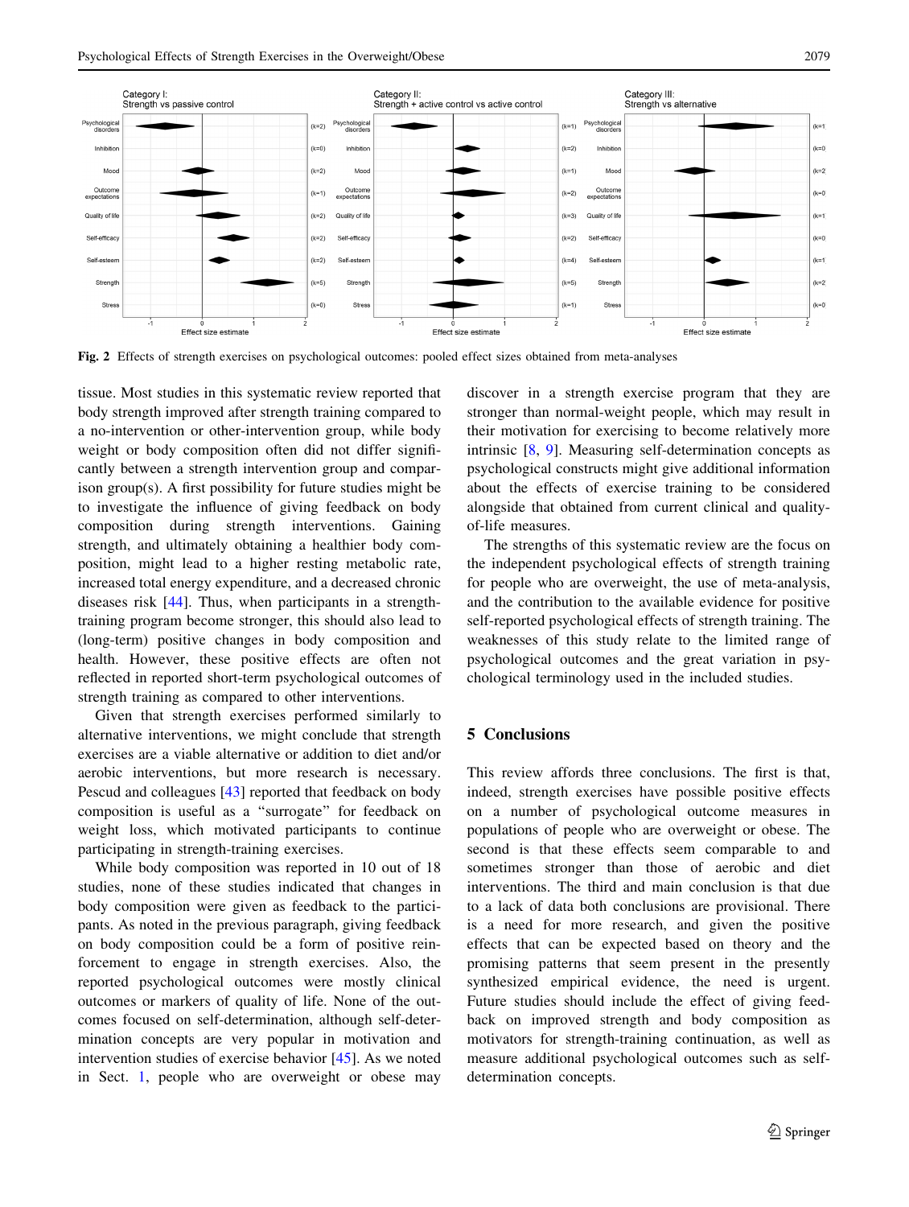Fig. 2 Effects of strength exercises on psychological outcomes: pooled effect sizes obtained from meta-analyses

tissue. Most studies in this systematic review reported that body strength improved after strength training compared to a no-intervention or other-intervention group, while body weight or body composition often did not differ significantly between a strength intervention group and comparison group(s). A first possibility for future studies might be to investigate the influence of giving feedback on body composition during strength interventions. Gaining strength, and ultimately obtaining a healthier body composition, might lead to a higher resting metabolic rate, increased total energy expenditure, and a decreased chronic diseases risk [44]. Thus, when participants in a strength-training program become stronger, this should also lead to (long-term) positive changes in body composition and health. However, these positive effects are often not reflected in reported short-term psychological outcomes of strength training as compared to other interventions.

Given that strength exercises performed similarly to alternative interventions, we might conclude that strength exercises are a viable alternative or addition to diet and/or aerobic interventions, but more research is necessary. Pescud and colleagues [43] reported that feedback on body composition is useful as a "surrogate" for feedback on weight loss, which motivated participants to continue participating in strength-training exercises.

While body composition was reported in 10 out of 18 studies, none of these studies indicated that changes in body composition were given as feedback to the participants. As noted in the previous paragraph, giving feedback on body composition could be a form of positive reinforcement to engage in strength exercises. Also, the reported psychological outcomes were mostly clinical outcomes or markers of quality of life. None of the outcomes focused on self-determination, although self-determination concepts are very popular in motivation and intervention studies of exercise behavior [45]. As we noted in Sect. 1, people who are overweight or obese may discover in a strength exercise program that they are stronger than normal-weight people, which may result in their motivation for exercising to become relatively more intrinsic [8, 9]. Measuring self-determination concepts as psychological constructs might give additional information about the effects of exercise training to be considered alongside that obtained from current clinical and quality-of-life measures.

The strengths of this systematic review are the focus on the independent psychological effects of strength training for people who are overweight, the use of meta-analysis, and the contribution to the available evidence for positive self-reported psychological effects of strength training. The weaknesses of this study relate to the limited range of psychological outcomes and the great variation in psychological terminology used in the included studies.

## 5 Conclusions

This review affords three conclusions. The first is that, indeed, strength exercises have possible positive effects on a number of psychological outcome measures in populations of people who are overweight or obese. The second is that these effects seem comparable to and sometimes stronger than those of aerobic and diet interventions. The third and main conclusion is that due to a lack of data both conclusions are provisional. There is a need for more research, and given the positive effects that can be expected based on theory and the promising patterns that seem present in the presently synthesized empirical evidence, the need is urgent. Future studies should include the effect of giving feedback on improved strength and body composition as motivators for strength-training continuation, as well as measure additional psychological outcomes such as self-determination concepts.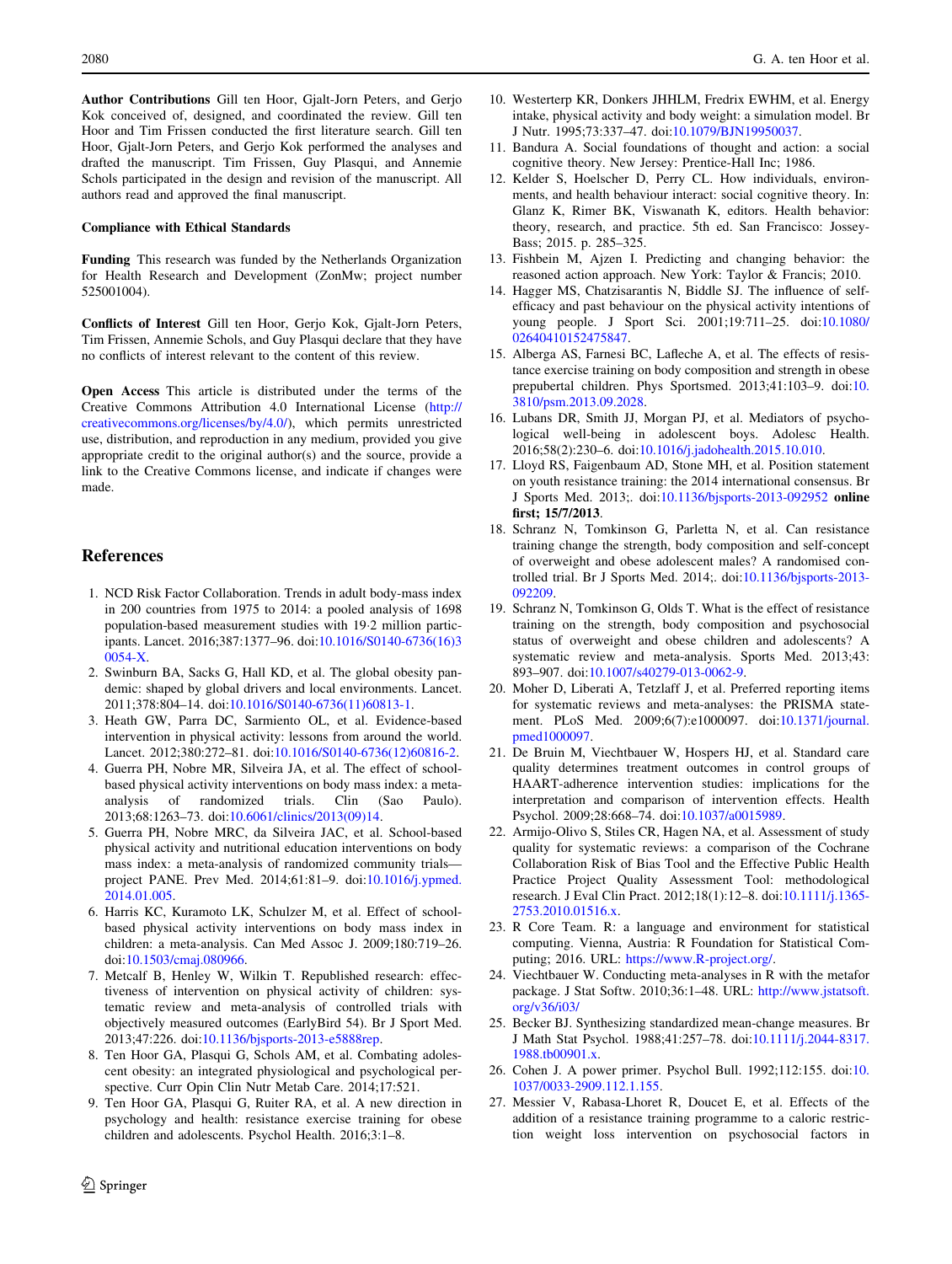**Author Contributions** Gill ten Hoor, Gjalt-Jorn Peters, and Gerjo Kok conceived of, designed, and coordinated the review. Gill ten Hoor and Tim Frissen conducted the first literature search. Gill ten Hoor, Gjalt-Jorn Peters, and Gerjo Kok performed the analyses and drafted the manuscript. Tim Frissen, Guy Plasqui, and Annemie Schols participated in the design and revision of the manuscript. All authors read and approved the final manuscript.

**Compliance with Ethical Standards**

**Funding** This research was funded by the Netherlands Organization for Health Research and Development (ZonMw; project number 525001004).

**Conflicts of Interest** Gill ten Hoor, Gerjo Kok, Gjalt-Jorn Peters, Tim Frissen, Annemie Schols, and Guy Plasqui declare that they have no conflicts of interest relevant to the content of this review.

**Open Access** This article is distributed under the terms of the Creative Commons Attribution 4.0 International License (http://creativecommons.org/licenses/by/4.0/), which permits unrestricted use, distribution, and reproduction in any medium, provided you give appropriate credit to the original author(s) and the source, provide a link to the Creative Commons license, and indicate if changes were made.

## References

1. NCD Risk Factor Collaboration. Trends in adult body-mass index in 200 countries from 1975 to 2014: a pooled analysis of 1698 population-based measurement studies with 19·2 million participants. Lancet. 2016;387:1377–96. doi:10.1016/S0140-6736(16)30054-X.
2. Swinburn BA, Sacks G, Hall KD, et al. The global obesity pandemic: shaped by global drivers and local environments. Lancet. 2011;378:804–14. doi:10.1016/S0140-6736(11)60813-1.
3. Heath GW, Parra DC, Sarmiento OL, et al. Evidence-based intervention in physical activity: lessons from around the world. Lancet. 2012;380:272–81. doi:10.1016/S0140-6736(12)60816-2.
4. Guerra PH, Nobre MR, Silveira JA, et al. The effect of school-based physical activity interventions on body mass index: a meta-analysis of randomized trials. Clin (Sao Paulo). 2013;68:1263–73. doi:10.6061/clinics/2013(09)14.
5. Guerra PH, Nobre MRC, da Silveira JAC, et al. School-based physical activity and nutritional education interventions on body mass index: a meta-analysis of randomized community trials—project PANE. Prev Med. 2014;61:81–9. doi:10.1016/j.ypmed.2014.01.005.
6. Harris KC, Kuramoto LK, Schulzer M, et al. Effect of school-based physical activity interventions on body mass index in children: a meta-analysis. Can Med Assoc J. 2009;180:719–26. doi:10.1503/cmaj.080966.
7. Metcalf B, Henley W, Wilkin T. Republished research: effectiveness of intervention on physical activity of children: systematic review and meta-analysis of controlled trials with objectively measured outcomes (EarlyBird 54). Br J Sport Med. 2013;47:226. doi:10.1136/bjsports-2013-e5888rep.
8. Ten Hoor GA, Plasqui G, Schols AM, et al. Combating adolescent obesity: an integrated physiological and psychological perspective. Curr Opin Clin Nutr Metab Care. 2014;17:521.
9. Ten Hoor GA, Plasqui G, Ruiter RA, et al. A new direction in psychology and health: resistance exercise training for obese children and adolescents. Psychol Health. 2016;3:1–8.
10. Westerterp KR, Donkers JHHLM, Fredrix EWHM, et al. Energy intake, physical activity and body weight: a simulation model. Br J Nutr. 1995;73:337–47. doi:10.1079/BJN19950037.
11. Bandura A. Social foundations of thought and action: a social cognitive theory. New Jersey: Prentice-Hall Inc; 1986.
12. Kelder S, Hoelscher D, Perry CL. How individuals, environments, and health behaviour interact: social cognitive theory. In: Glanz K, Rimer BK, Viswanath K, editors. Health behavior: theory, research, and practice. 5th ed. San Francisco: Jossey-Bass; 2015. p. 285–325.
13. Fishbein M, Ajzen I. Predicting and changing behavior: the reasoned action approach. New York: Taylor & Francis; 2010.
14. Hagger MS, Chatzisarantis N, Biddle SJ. The influence of self-efficacy and past behaviour on the physical activity intentions of young people. J Sport Sci. 2001;19:711–25. doi:10.1080/02640410152475847.
15. Alberga AS, Farnesi BC, Lafleche A, et al. The effects of resistance exercise training on body composition and strength in obese prepubertal children. Phys Sportsmed. 2013;41:103–9. doi:10.3810/psm.2013.09.2028.
16. Lubans DR, Smith JJ, Morgan PJ, et al. Mediators of psychological well-being in adolescent boys. Adolesc Health. 2016;58(2):230–6. doi:10.1016/j.jadohealth.2015.10.010.
17. Lloyd RS, Faigenbaum AD, Stone MH, et al. Position statement on youth resistance training: the 2014 international consensus. Br J Sports Med. 2013;. doi:10.1136/bjsports-2013-092952 **online first; 15/7/2013**.
18. Schranz N, Tomkinson G, Parletta N, et al. Can resistance training change the strength, body composition and self-concept of overweight and obese adolescent males? A randomised controlled trial. Br J Sports Med. 2014;. doi:10.1136/bjsports-2013-092209.
19. Schranz N, Tomkinson G, Olds T. What is the effect of resistance training on the strength, body composition and psychosocial status of overweight and obese children and adolescents? A systematic review and meta-analysis. Sports Med. 2013;43:893–907. doi:10.1007/s40279-013-0062-9.
20. Moher D, Liberati A, Tetzlaff J, et al. Preferred reporting items for systematic reviews and meta-analyses: the PRISMA statement. PLoS Med. 2009;6(7):e1000097. doi:10.1371/journal.pmed1000097.
21. De Bruin M, Viechtbauer W, Hospers HJ, et al. Standard care quality determines treatment outcomes in control groups of HAART-adherence intervention studies: implications for the interpretation and comparison of intervention effects. Health Psychol. 2009;28:668–74. doi:10.1037/a0015989.
22. Armijo-Olivo S, Stiles CR, Hagen NA, et al. Assessment of study quality for systematic reviews: a comparison of the Cochrane Collaboration Risk of Bias Tool and the Effective Public Health Practice Project Quality Assessment Tool: methodological research. J Eval Clin Pract. 2012;18(1):12–8. doi:10.1111/j.1365-2753.2010.01516.x.
23. R Core Team. R: a language and environment for statistical computing. Vienna, Austria: R Foundation for Statistical Computing; 2016. URL: https://www.R-project.org/.
24. Viechtbauer W. Conducting meta-analyses in R with the metafor package. J Stat Softw. 2010;36:1–48. URL: http://www.jstatsoft.org/v36/i03/
25. Becker BJ. Synthesizing standardized mean-change measures. Br J Math Stat Psychol. 1988;41:257–78. doi:10.1111/j.2044-8317.1988.tb00901.x.
26. Cohen J. A power primer. Psychol Bull. 1992;112:155. doi:10.1037/0033-2909.112.1.155.
27. Messier V, Rabasa-Lhoret R, Doucet E, et al. Effects of the addition of a resistance training programme to a caloric restriction weight loss intervention on psychosocial factors in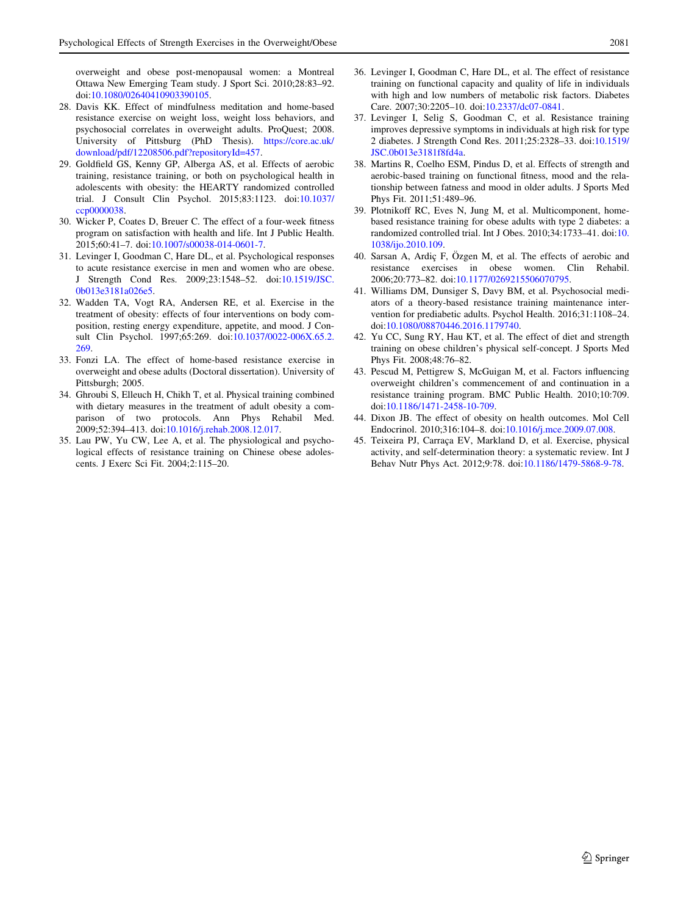overweight and obese post-menopausal women: a Montreal Ottawa New Emerging Team study. J Sport Sci. 2010;28:83–92. doi:10.1080/02640410903390105.

28. Davis KK. Effect of mindfulness meditation and home-based resistance exercise on weight loss, weight loss behaviors, and psychosocial correlates in overweight adults. ProQuest; 2008. University of Pittsburg (PhD Thesis). https://core.ac.uk/download/pdf/12208506.pdf?repositoryId=457.
29. Goldfield GS, Kenny GP, Alberga AS, et al. Effects of aerobic training, resistance training, or both on psychological health in adolescents with obesity: the HEARTY randomized controlled trial. J Consult Clin Psychol. 2015;83:1123. doi:10.1037/ccp0000038.
30. Wicker P, Coates D, Breuer C. The effect of a four-week fitness program on satisfaction with health and life. Int J Public Health. 2015;60:41–7. doi:10.1007/s00038-014-0601-7.
31. Levinger I, Goodman C, Hare DL, et al. Psychological responses to acute resistance exercise in men and women who are obese. J Strength Cond Res. 2009;23:1548–52. doi:10.1519/JSC.0b013e3181a026e5.
32. Wadden TA, Vogt RA, Andersen RE, et al. Exercise in the treatment of obesity: effects of four interventions on body composition, resting energy expenditure, appetite, and mood. J Consult Clin Psychol. 1997;65:269. doi:10.1037/0022-006X.65.2.269.
33. Fonzi LA. The effect of home-based resistance exercise in overweight and obese adults (Doctoral dissertation). University of Pittsburgh; 2005.
34. Ghroubi S, Elleuch H, Chikh T, et al. Physical training combined with dietary measures in the treatment of adult obesity a comparison of two protocols. Ann Phys Rehabil Med. 2009;52:394–413. doi:10.1016/j.rehab.2008.12.017.
35. Lau PW, Yu CW, Lee A, et al. The physiological and psychological effects of resistance training on Chinese obese adolescents. J Exerc Sci Fit. 2004;2:115–20.
36. Levinger I, Goodman C, Hare DL, et al. The effect of resistance training on functional capacity and quality of life in individuals with high and low numbers of metabolic risk factors. Diabetes Care. 2007;30:2205–10. doi:10.2337/dc07-0841.
37. Levinger I, Selig S, Goodman C, et al. Resistance training improves depressive symptoms in individuals at high risk for type 2 diabetes. J Strength Cond Res. 2011;25:2328–33. doi:10.1519/JSC.0b013e3181f8fd4a.
38. Martins R, Coelho ESM, Pindus D, et al. Effects of strength and aerobic-based training on functional fitness, mood and the relationship between fatness and mood in older adults. J Sports Med Phys Fit. 2011;51:489–96.
39. Plotnikoff RC, Eves N, Jung M, et al. Multicomponent, home-based resistance training for obese adults with type 2 diabetes: a randomized controlled trial. Int J Obes. 2010;34:1733–41. doi:10.1038/ijo.2010.109.
40. Sarsan A, Ardiç F, Özgen M, et al. The effects of aerobic and resistance exercises in obese women. Clin Rehabil. 2006;20:773–82. doi:10.1177/0269215506070795.
41. Williams DM, Dunsiger S, Davy BM, et al. Psychosocial mediators of a theory-based resistance training maintenance intervention for prediabetic adults. Psychol Health. 2016;31:1108–24. doi:10.1080/08870446.2016.1179740.
42. Yu CC, Sung RY, Hau KT, et al. The effect of diet and strength training on obese children's physical self-concept. J Sports Med Phys Fit. 2008;48:76–82.
43. Pescud M, Pettigrew S, McGuigan M, et al. Factors influencing overweight children's commencement of and continuation in a resistance training program. BMC Public Health. 2010;10:709. doi:10.1186/1471-2458-10-709.
44. Dixon JB. The effect of obesity on health outcomes. Mol Cell Endocrinol. 2010;316:104–8. doi:10.1016/j.mce.2009.07.008.
45. Teixeira PJ, Carraça EV, Markland D, et al. Exercise, physical activity, and self-determination theory: a systematic review. Int J Behav Nutr Phys Act. 2012;9:78. doi:10.1186/1479-5868-9-78.